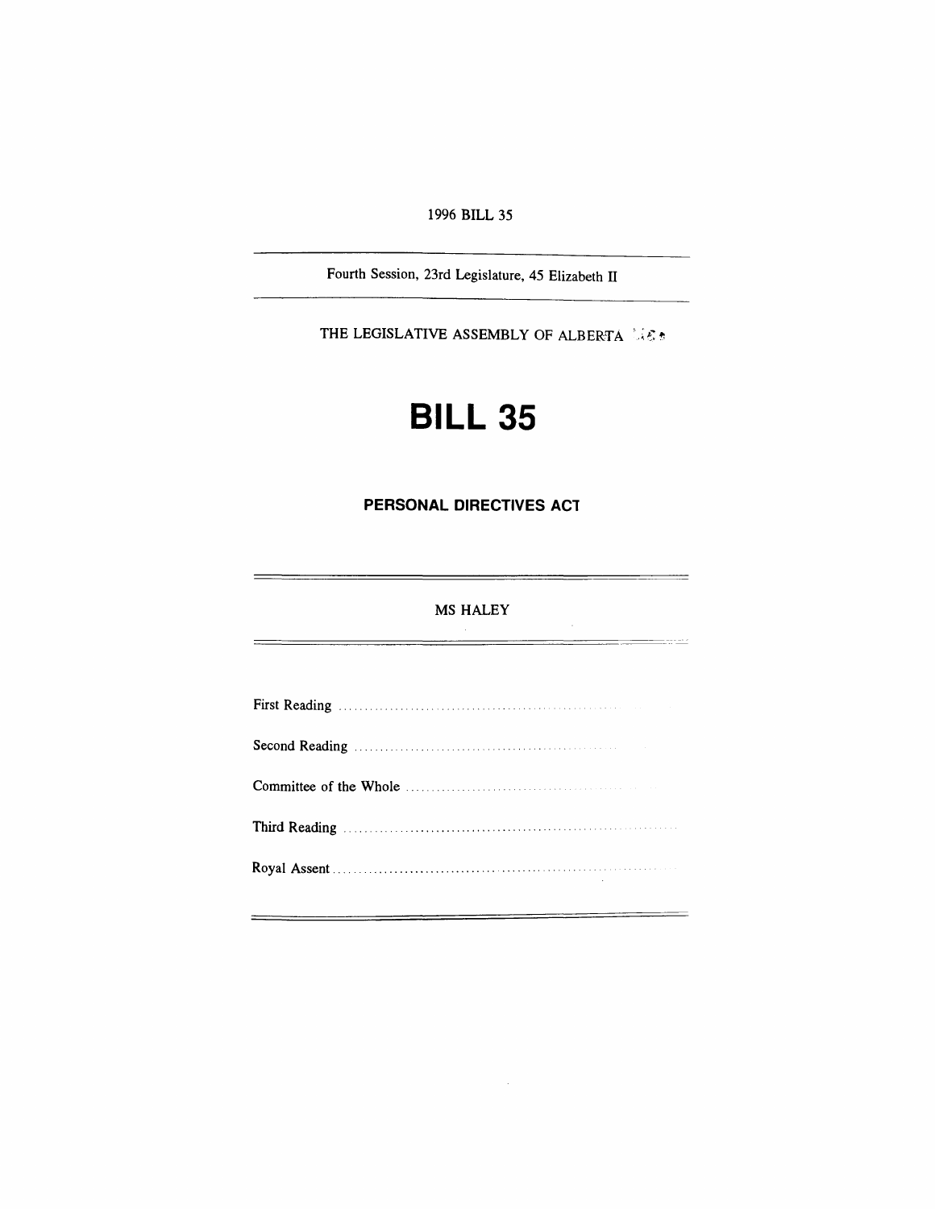1996 BILL 35

---

Fourth Session, 23rd Legislature, 45 Elizabeth II

---

THE LEGISLATIVE ASSEMBLY OF ALBERTA

# BILL 35

## PERSONAL DIRECTIVES ACT

---

MS HALEY

---

First Reading ..................................................................

Second Reading ..................................................................

Committee of the Whole ..................................................................

Third Reading ..................................................................

Royal Assent ..................................................................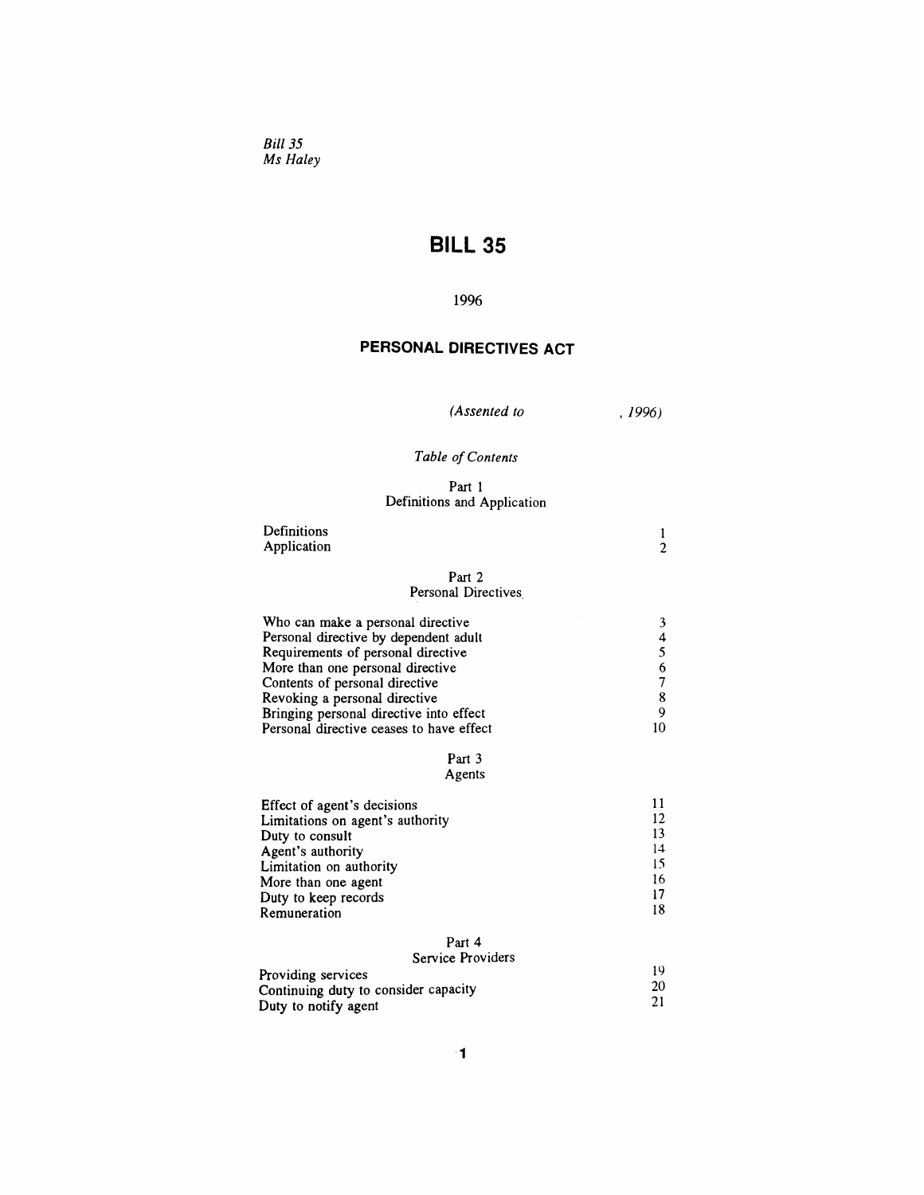*Bill 35*
*Ms Haley*

# BILL 35

1996

## PERSONAL DIRECTIVES ACT

*(Assented to , 1996)*

*Table of Contents*

Part 1
Definitions and Application

| | |
|---|---|
| Definitions | 1 |
| Application | 2 |

Part 2
Personal Directives

| | |
|---|---|
| Who can make a personal directive | 3 |
| Personal directive by dependent adult | 4 |
| Requirements of personal directive | 5 |
| More than one personal directive | 6 |
| Contents of personal directive | 7 |
| Revoking a personal directive | 8 |
| Bringing personal directive into effect | 9 |
| Personal directive ceases to have effect | 10 |

Part 3
Agents

| | |
|---|---|
| Effect of agent's decisions | 11 |
| Limitations on agent's authority | 12 |
| Duty to consult | 13 |
| Agent's authority | 14 |
| Limitation on authority | 15 |
| More than one agent | 16 |
| Duty to keep records | 17 |
| Remuneration | 18 |

Part 4
Service Providers

| | |
|---|---|
| Providing services | 19 |
| Continuing duty to consider capacity | 20 |
| Duty to notify agent | 21 |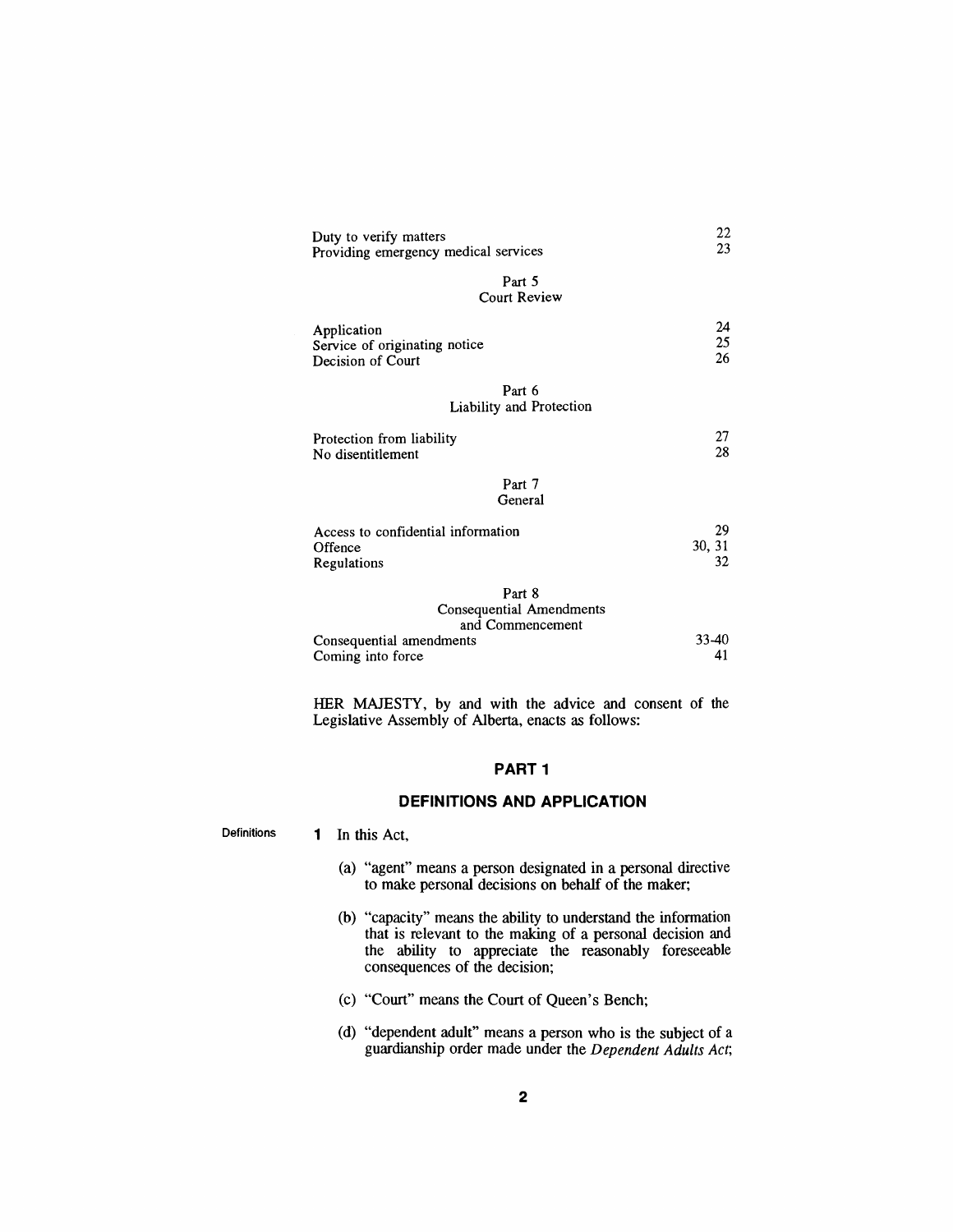| | |
|---|---|
| Duty to verify matters | 22 |
| Providing emergency medical services | 23 |
| **Part 5**<br>**Court Review** | |
| Application | 24 |
| Service of originating notice | 25 |
| Decision of Court | 26 |
| **Part 6**<br>**Liability and Protection** | |
| Protection from liability | 27 |
| No disentitlement | 28 |
| **Part 7**<br>**General** | |
| Access to confidential information | 29 |
| Offence | 30, 31 |
| Regulations | 32 |
| **Part 8**<br>**Consequential Amendments and Commencement** | |
| Consequential amendments | 33-40 |
| Coming into force | 41 |

HER MAJESTY, by and with the advice and consent of the Legislative Assembly of Alberta, enacts as follows:

## PART 1

## DEFINITIONS AND APPLICATION

**Definitions**

**1** In this Act,

(a) "agent" means a person designated in a personal directive to make personal decisions on behalf of the maker;

(b) "capacity" means the ability to understand the information that is relevant to the making of a personal decision and the ability to appreciate the reasonably foreseeable consequences of the decision;

(c) "Court" means the Court of Queen's Bench;

(d) "dependent adult" means a person who is the subject of a guardianship order made under the *Dependent Adults Act*;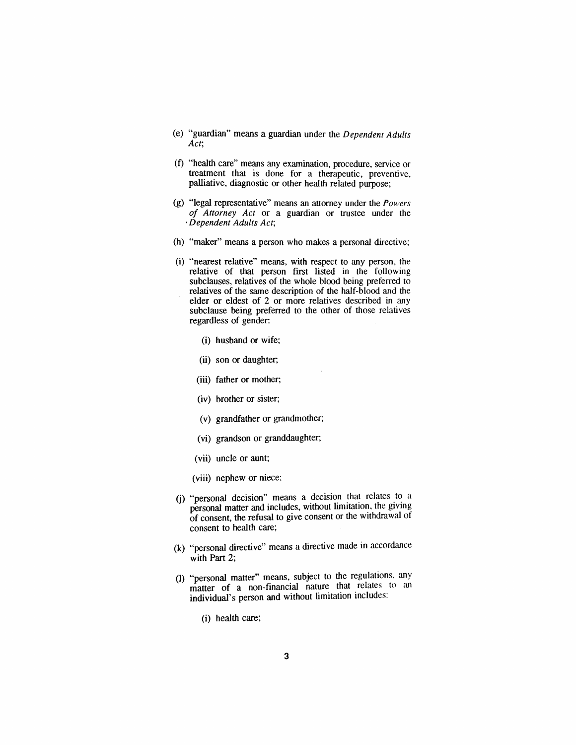(e) "guardian" means a guardian under the *Dependent Adults Act*;

(f) "health care" means any examination, procedure, service or treatment that is done for a therapeutic, preventive, palliative, diagnostic or other health related purpose;

(g) "legal representative" means an attorney under the *Powers of Attorney Act* or a guardian or trustee under the *Dependent Adults Act*;

(h) "maker" means a person who makes a personal directive;

(i) "nearest relative" means, with respect to any person, the relative of that person first listed in the following subclauses, relatives of the whole blood being preferred to relatives of the same description of the half-blood and the elder or eldest of 2 or more relatives described in any subclause being preferred to the other of those relatives regardless of gender:

  (i) husband or wife;

  (ii) son or daughter;

  (iii) father or mother;

  (iv) brother or sister;

  (v) grandfather or grandmother;

  (vi) grandson or granddaughter;

  (vii) uncle or aunt;

  (viii) nephew or niece;

(j) "personal decision" means a decision that relates to a personal matter and includes, without limitation, the giving of consent, the refusal to give consent or the withdrawal of consent to health care;

(k) "personal directive" means a directive made in accordance with Part 2;

(l) "personal matter" means, subject to the regulations, any matter of a non-financial nature that relates to an individual's person and without limitation includes:

  (i) health care;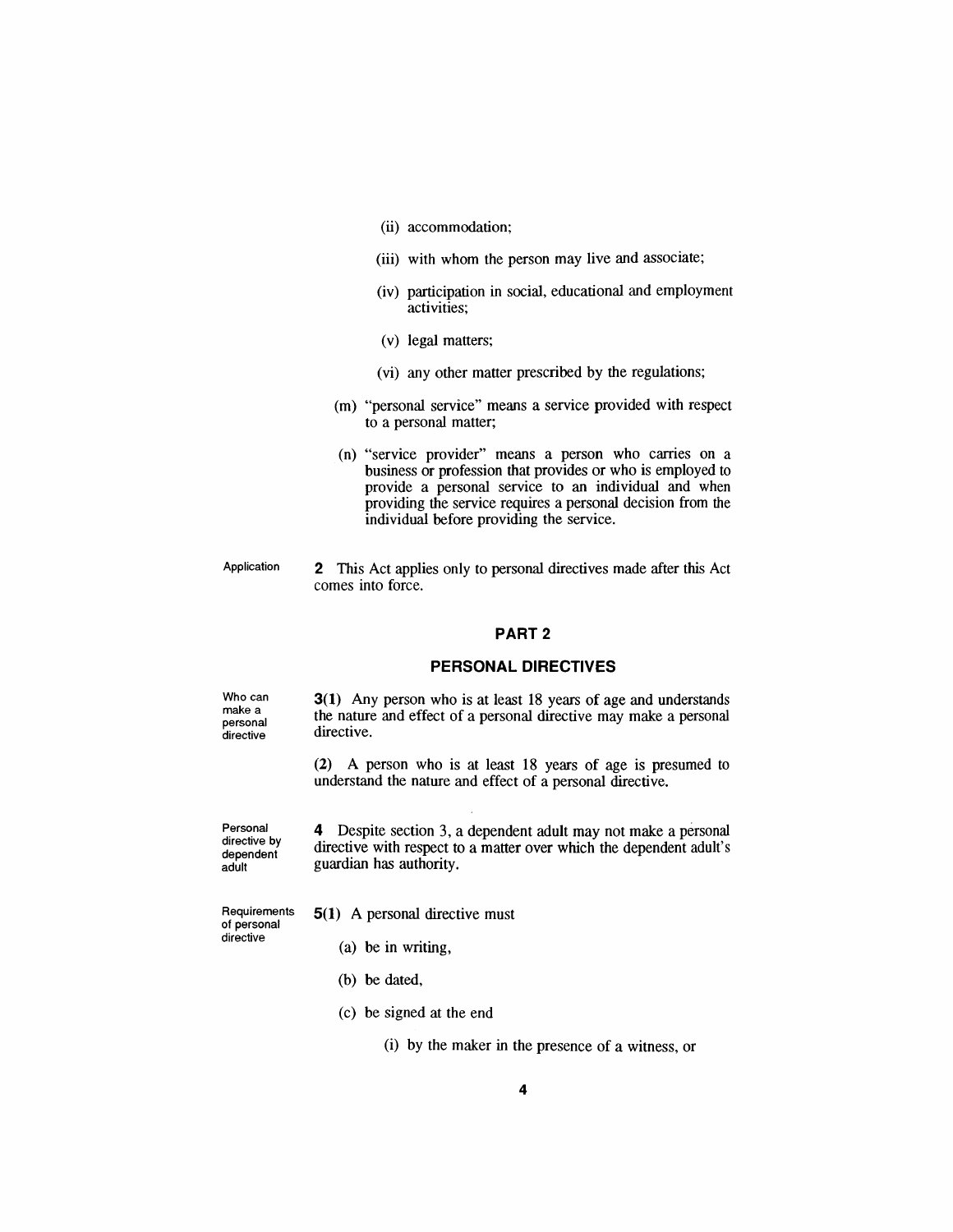(ii) accommodation;

(iii) with whom the person may live and associate;

(iv) participation in social, educational and employment activities;

(v) legal matters;

(vi) any other matter prescribed by the regulations;

(m) "personal service" means a service provided with respect to a personal matter;

(n) "service provider" means a person who carries on a business or profession that provides or who is employed to provide a personal service to an individual and when providing the service requires a personal decision from the individual before providing the service.

Application

**2** This Act applies only to personal directives made after this Act comes into force.

## PART 2

## PERSONAL DIRECTIVES

Who can make a personal directive

**3(1)** Any person who is at least 18 years of age and understands the nature and effect of a personal directive may make a personal directive.

**(2)** A person who is at least 18 years of age is presumed to understand the nature and effect of a personal directive.

Personal directive by dependent adult

**4** Despite section 3, a dependent adult may not make a personal directive with respect to a matter over which the dependent adult's guardian has authority.

Requirements of personal directive

**5(1)** A personal directive must

(a) be in writing,

(b) be dated,

(c) be signed at the end

(i) by the maker in the presence of a witness, or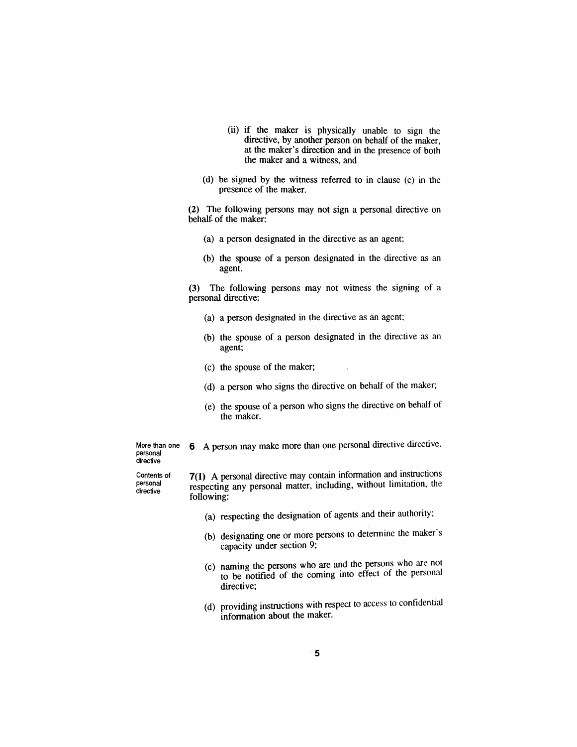(ii) if the maker is physically unable to sign the directive, by another person on behalf of the maker, at the maker's direction and in the presence of both the maker and a witness, and

(d) be signed by the witness referred to in clause (c) in the presence of the maker.

**(2)** The following persons may not sign a personal directive on behalf of the maker:

(a) a person designated in the directive as an agent;

(b) the spouse of a person designated in the directive as an agent.

**(3)** The following persons may not witness the signing of a personal directive:

(a) a person designated in the directive as an agent;

(b) the spouse of a person designated in the directive as an agent;

(c) the spouse of the maker;

(d) a person who signs the directive on behalf of the maker;

(e) the spouse of a person who signs the directive on behalf of the maker.

More than one personal directive

**6** A person may make more than one personal directive directive.

Contents of personal directive

**7(1)** A personal directive may contain information and instructions respecting any personal matter, including, without limitation, the following:

(a) respecting the designation of agents and their authority;

(b) designating one or more persons to determine the maker's capacity under section 9;

(c) naming the persons who are and the persons who are not to be notified of the coming into effect of the personal directive;

(d) providing instructions with respect to access to confidential information about the maker.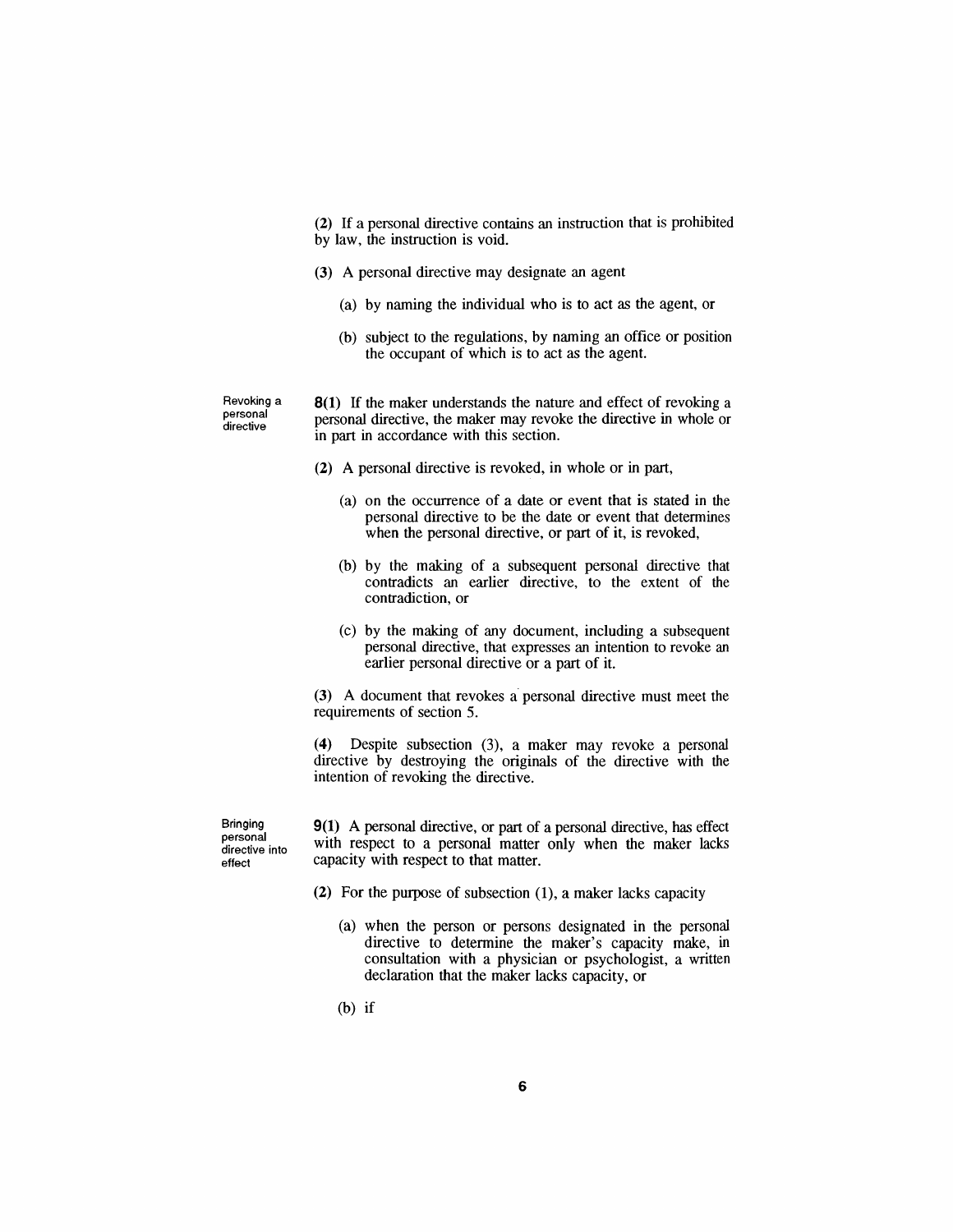(2) If a personal directive contains an instruction that is prohibited by law, the instruction is void.

(3) A personal directive may designate an agent

(a) by naming the individual who is to act as the agent, or

(b) subject to the regulations, by naming an office or position the occupant of which is to act as the agent.

Revoking a personal directive

**8(1)** If the maker understands the nature and effect of revoking a personal directive, the maker may revoke the directive in whole or in part in accordance with this section.

(2) A personal directive is revoked, in whole or in part,

(a) on the occurrence of a date or event that is stated in the personal directive to be the date or event that determines when the personal directive, or part of it, is revoked,

(b) by the making of a subsequent personal directive that contradicts an earlier directive, to the extent of the contradiction, or

(c) by the making of any document, including a subsequent personal directive, that expresses an intention to revoke an earlier personal directive or a part of it.

(3) A document that revokes a personal directive must meet the requirements of section 5.

(4) Despite subsection (3), a maker may revoke a personal directive by destroying the originals of the directive with the intention of revoking the directive.

Bringing personal directive into effect

**9(1)** A personal directive, or part of a personal directive, has effect with respect to a personal matter only when the maker lacks capacity with respect to that matter.

(2) For the purpose of subsection (1), a maker lacks capacity

(a) when the person or persons designated in the personal directive to determine the maker's capacity make, in consultation with a physician or psychologist, a written declaration that the maker lacks capacity, or

(b) if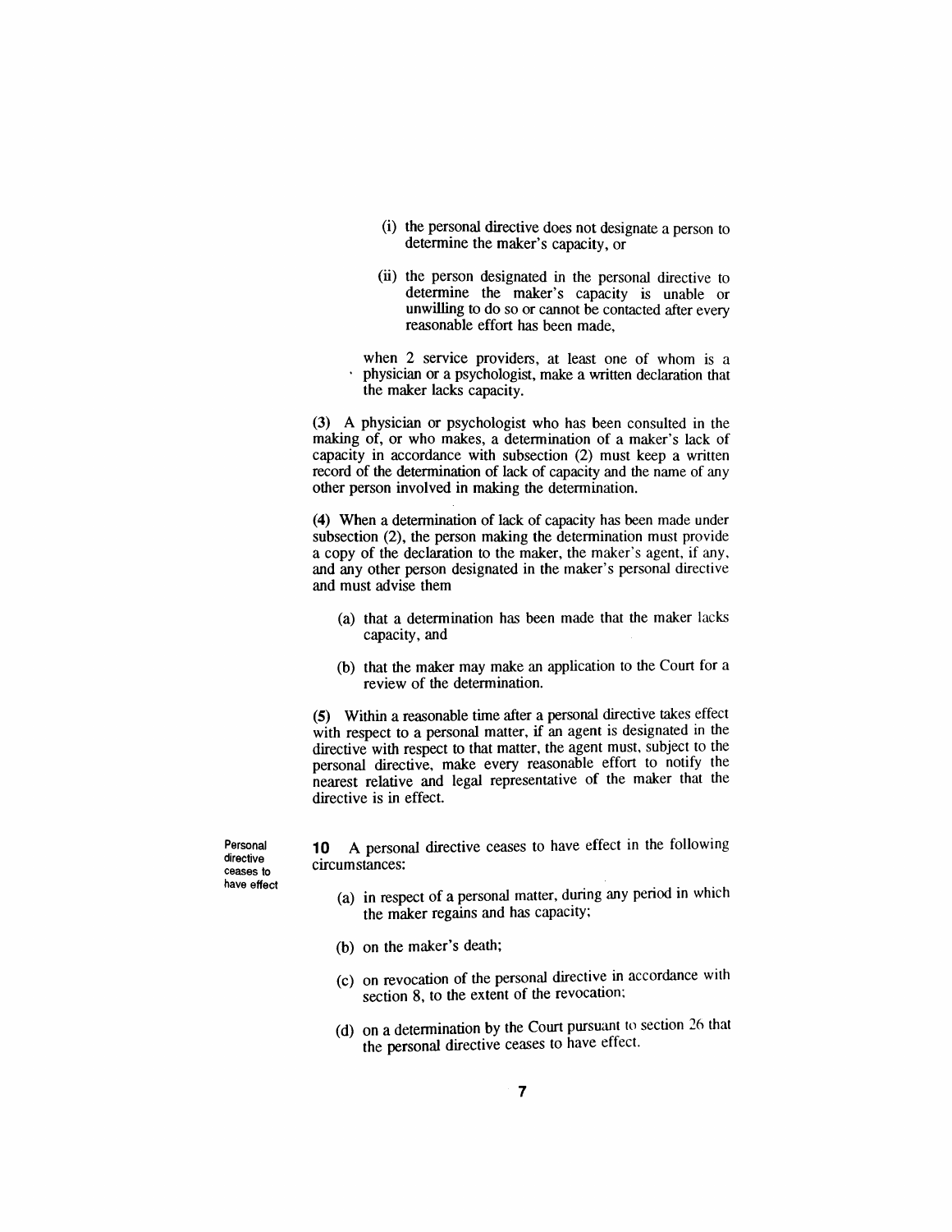(i) the personal directive does not designate a person to determine the maker's capacity, or

(ii) the person designated in the personal directive to determine the maker's capacity is unable or unwilling to do so or cannot be contacted after every reasonable effort has been made,

when 2 service providers, at least one of whom is a physician or a psychologist, make a written declaration that the maker lacks capacity.

**(3)** A physician or psychologist who has been consulted in the making of, or who makes, a determination of a maker's lack of capacity in accordance with subsection (2) must keep a written record of the determination of lack of capacity and the name of any other person involved in making the determination.

**(4)** When a determination of lack of capacity has been made under subsection (2), the person making the determination must provide a copy of the declaration to the maker, the maker's agent, if any, and any other person designated in the maker's personal directive and must advise them

(a) that a determination has been made that the maker lacks capacity, and

(b) that the maker may make an application to the Court for a review of the determination.

**(5)** Within a reasonable time after a personal directive takes effect with respect to a personal matter, if an agent is designated in the directive with respect to that matter, the agent must, subject to the personal directive, make every reasonable effort to notify the nearest relative and legal representative of the maker that the directive is in effect.

**Personal directive ceases to have effect**

**10** A personal directive ceases to have effect in the following circumstances:

(a) in respect of a personal matter, during any period in which the maker regains and has capacity;

(b) on the maker's death;

(c) on revocation of the personal directive in accordance with section 8, to the extent of the revocation;

(d) on a determination by the Court pursuant to section 26 that the personal directive ceases to have effect.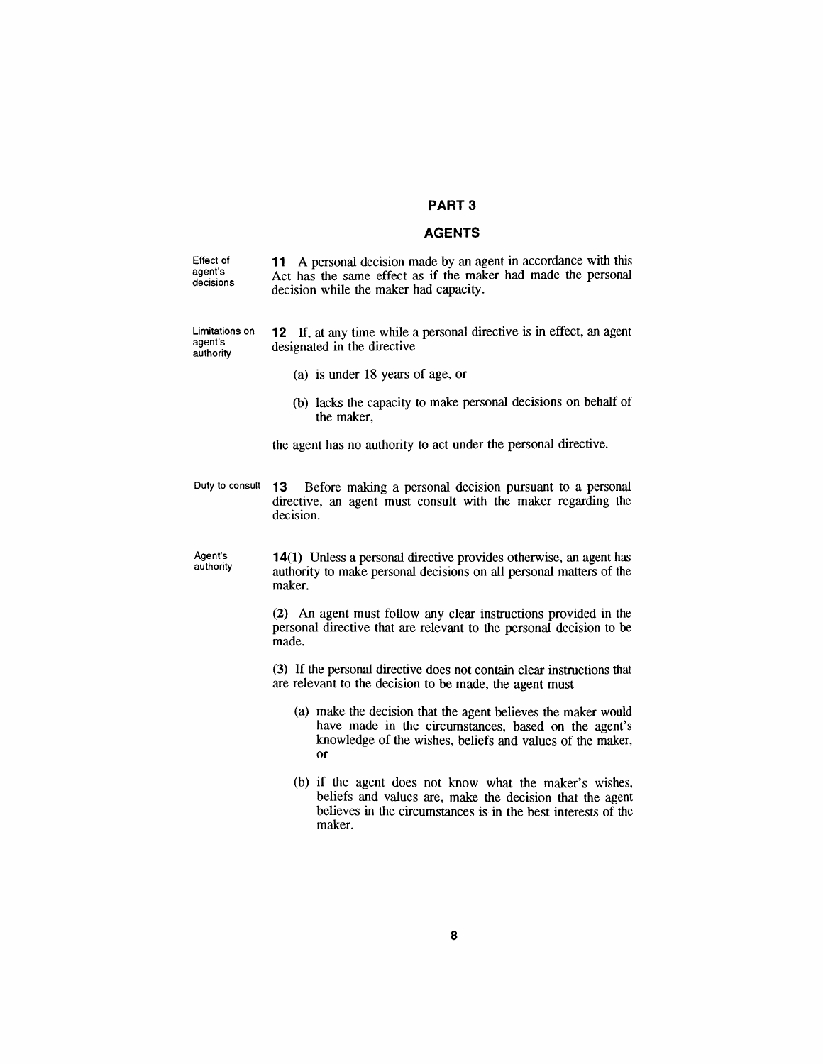## PART 3

## AGENTS

Effect of agent's decisions

**11** A personal decision made by an agent in accordance with this Act has the same effect as if the maker had made the personal decision while the maker had capacity.

Limitations on agent's authority

**12** If, at any time while a personal directive is in effect, an agent designated in the directive

(a) is under 18 years of age, or

(b) lacks the capacity to make personal decisions on behalf of the maker,

the agent has no authority to act under the personal directive.

Duty to consult

**13** Before making a personal decision pursuant to a personal directive, an agent must consult with the maker regarding the decision.

Agent's authority

**14(1)** Unless a personal directive provides otherwise, an agent has authority to make personal decisions on all personal matters of the maker.

**(2)** An agent must follow any clear instructions provided in the personal directive that are relevant to the personal decision to be made.

**(3)** If the personal directive does not contain clear instructions that are relevant to the decision to be made, the agent must

(a) make the decision that the agent believes the maker would have made in the circumstances, based on the agent's knowledge of the wishes, beliefs and values of the maker, or

(b) if the agent does not know what the maker's wishes, beliefs and values are, make the decision that the agent believes in the circumstances is in the best interests of the maker.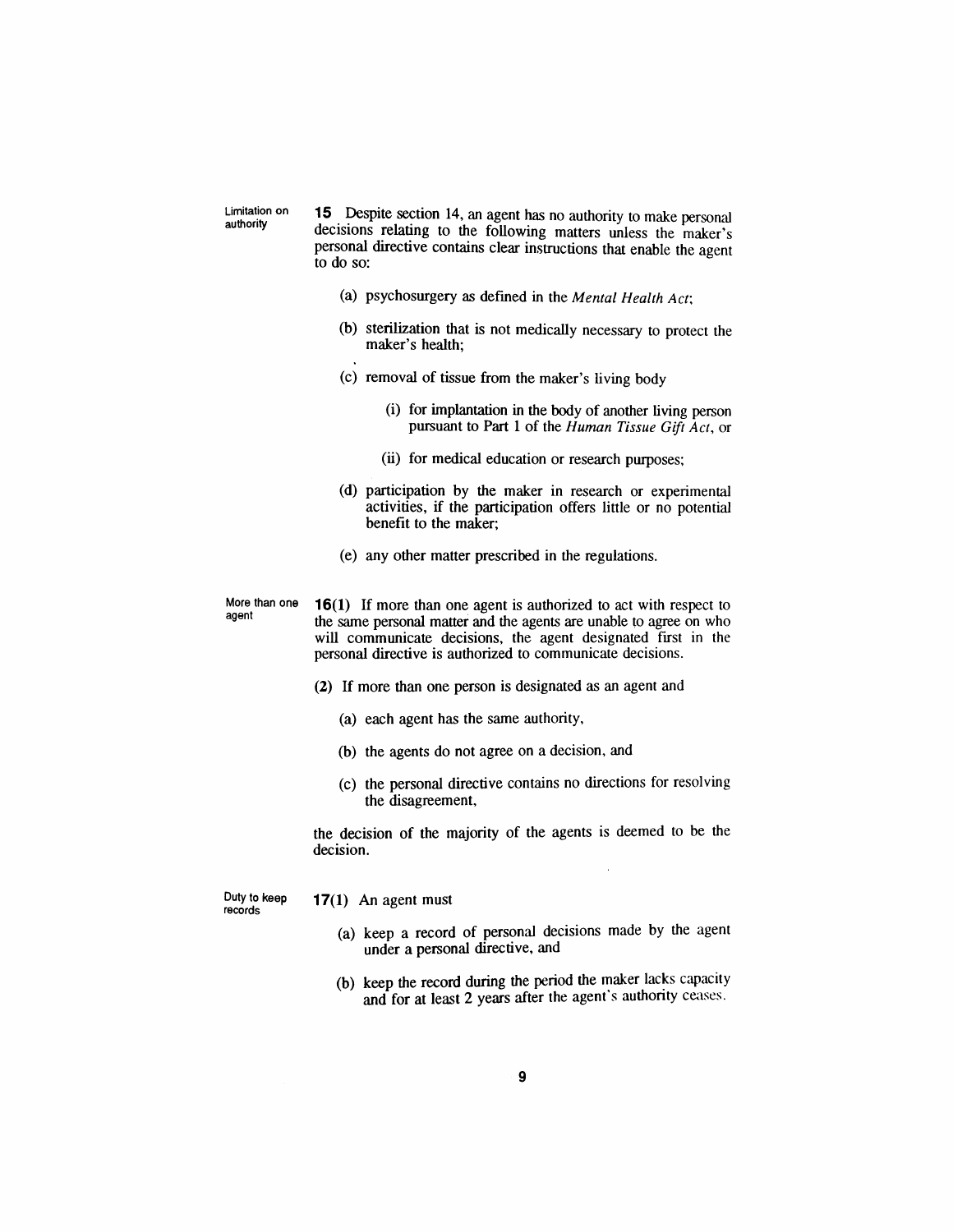Limitation on authority

**15** Despite section 14, an agent has no authority to make personal decisions relating to the following matters unless the maker's personal directive contains clear instructions that enable the agent to do so:

(a) psychosurgery as defined in the *Mental Health Act*;

(b) sterilization that is not medically necessary to protect the maker's health;

(c) removal of tissue from the maker's living body

(i) for implantation in the body of another living person pursuant to Part 1 of the *Human Tissue Gift Act*, or

(ii) for medical education or research purposes;

(d) participation by the maker in research or experimental activities, if the participation offers little or no potential benefit to the maker;

(e) any other matter prescribed in the regulations.

More than one agent

**16(1)** If more than one agent is authorized to act with respect to the same personal matter and the agents are unable to agree on who will communicate decisions, the agent designated first in the personal directive is authorized to communicate decisions.

**(2)** If more than one person is designated as an agent and

(a) each agent has the same authority,

(b) the agents do not agree on a decision, and

(c) the personal directive contains no directions for resolving the disagreement,

the decision of the majority of the agents is deemed to be the decision.

Duty to keep records

**17(1)** An agent must

(a) keep a record of personal decisions made by the agent under a personal directive, and

(b) keep the record during the period the maker lacks capacity and for at least 2 years after the agent's authority ceases.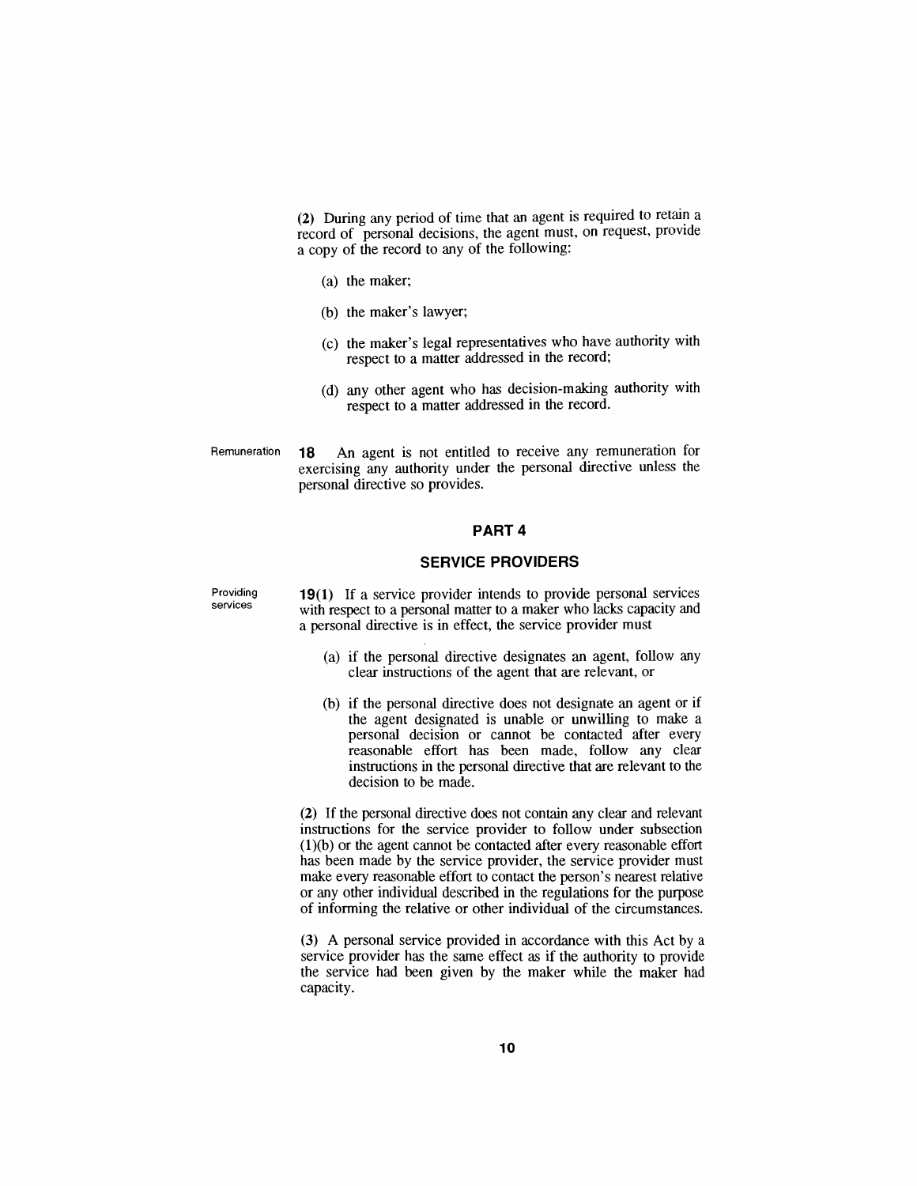(2) During any period of time that an agent is required to retain a record of personal decisions, the agent must, on request, provide a copy of the record to any of the following:

(a) the maker;

(b) the maker's lawyer;

(c) the maker's legal representatives who have authority with respect to a matter addressed in the record;

(d) any other agent who has decision-making authority with respect to a matter addressed in the record.

Remuneration

**18** An agent is not entitled to receive any remuneration for exercising any authority under the personal directive unless the personal directive so provides.

## PART 4

## SERVICE PROVIDERS

Providing services

**19(1)** If a service provider intends to provide personal services with respect to a personal matter to a maker who lacks capacity and a personal directive is in effect, the service provider must

(a) if the personal directive designates an agent, follow any clear instructions of the agent that are relevant, or

(b) if the personal directive does not designate an agent or if the agent designated is unable or unwilling to make a personal decision or cannot be contacted after every reasonable effort has been made, follow any clear instructions in the personal directive that are relevant to the decision to be made.

(2) If the personal directive does not contain any clear and relevant instructions for the service provider to follow under subsection (1)(b) or the agent cannot be contacted after every reasonable effort has been made by the service provider, the service provider must make every reasonable effort to contact the person's nearest relative or any other individual described in the regulations for the purpose of informing the relative or other individual of the circumstances.

(3) A personal service provided in accordance with this Act by a service provider has the same effect as if the authority to provide the service had been given by the maker while the maker had capacity.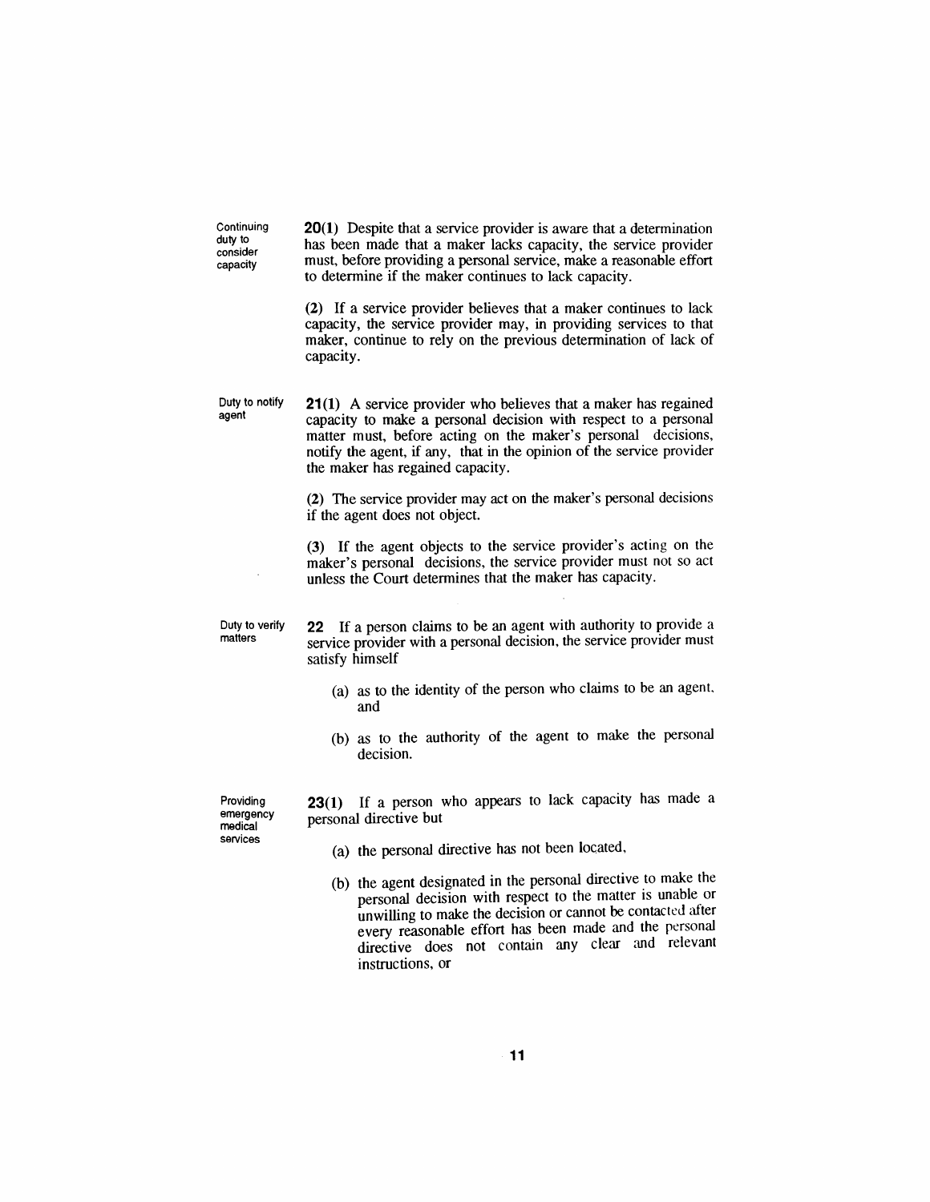**Continuing duty to consider capacity**

**20(1)** Despite that a service provider is aware that a determination has been made that a maker lacks capacity, the service provider must, before providing a personal service, make a reasonable effort to determine if the maker continues to lack capacity.

**(2)** If a service provider believes that a maker continues to lack capacity, the service provider may, in providing services to that maker, continue to rely on the previous determination of lack of capacity.

**Duty to notify agent**

**21(1)** A service provider who believes that a maker has regained capacity to make a personal decision with respect to a personal matter must, before acting on the maker's personal decisions, notify the agent, if any, that in the opinion of the service provider the maker has regained capacity.

**(2)** The service provider may act on the maker's personal decisions if the agent does not object.

**(3)** If the agent objects to the service provider's acting on the maker's personal decisions, the service provider must not so act unless the Court determines that the maker has capacity.

**Duty to verify matters**

**22** If a person claims to be an agent with authority to provide a service provider with a personal decision, the service provider must satisfy himself

(a) as to the identity of the person who claims to be an agent, and

(b) as to the authority of the agent to make the personal decision.

**Providing emergency medical services**

**23(1)** If a person who appears to lack capacity has made a personal directive but

(a) the personal directive has not been located,

(b) the agent designated in the personal directive to make the personal decision with respect to the matter is unable or unwilling to make the decision or cannot be contacted after every reasonable effort has been made and the personal directive does not contain any clear and relevant instructions, or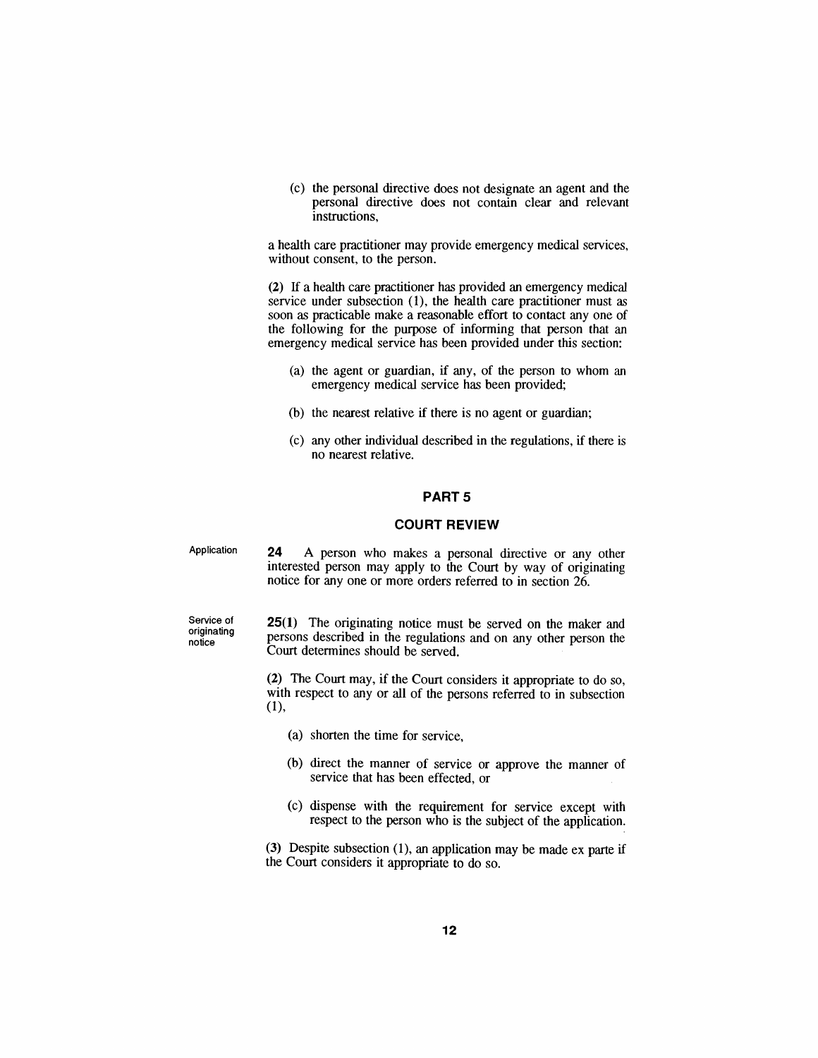(c) the personal directive does not designate an agent and the personal directive does not contain clear and relevant instructions,

a health care practitioner may provide emergency medical services, without consent, to the person.

**(2)** If a health care practitioner has provided an emergency medical service under subsection (1), the health care practitioner must as soon as practicable make a reasonable effort to contact any one of the following for the purpose of informing that person that an emergency medical service has been provided under this section:

- (a) the agent or guardian, if any, of the person to whom an emergency medical service has been provided;
- (b) the nearest relative if there is no agent or guardian;
- (c) any other individual described in the regulations, if there is no nearest relative.

## PART 5

## COURT REVIEW

Application

**24** A person who makes a personal directive or any other interested person may apply to the Court by way of originating notice for any one or more orders referred to in section 26.

Service of originating notice

**25(1)** The originating notice must be served on the maker and persons described in the regulations and on any other person the Court determines should be served.

**(2)** The Court may, if the Court considers it appropriate to do so, with respect to any or all of the persons referred to in subsection (1),

- (a) shorten the time for service,
- (b) direct the manner of service or approve the manner of service that has been effected, or
- (c) dispense with the requirement for service except with respect to the person who is the subject of the application.

**(3)** Despite subsection (1), an application may be made ex parte if the Court considers it appropriate to do so.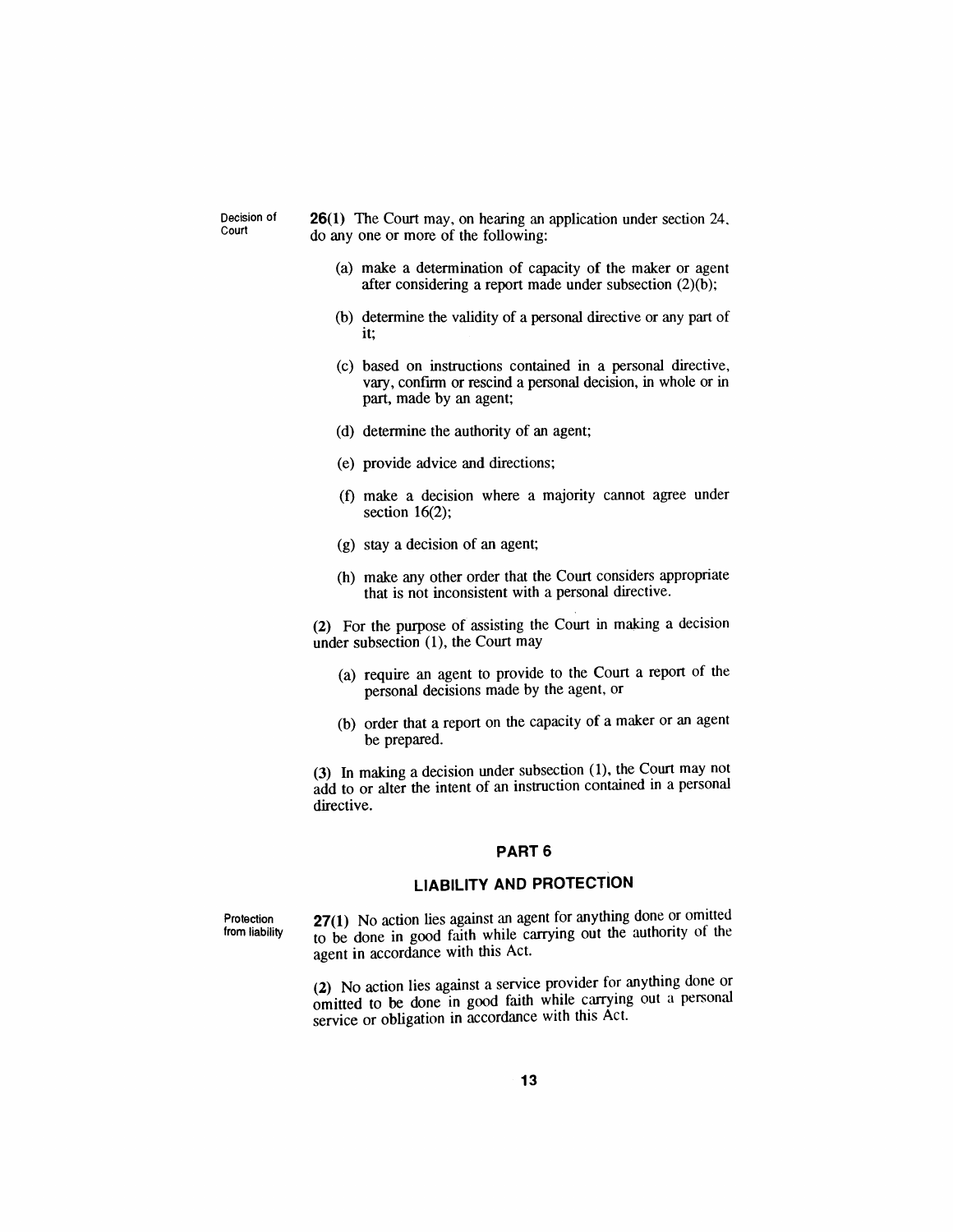Decision of Court

**26(1)** The Court may, on hearing an application under section 24, do any one or more of the following:

(a) make a determination of capacity of the maker or agent after considering a report made under subsection (2)(b);

(b) determine the validity of a personal directive or any part of it;

(c) based on instructions contained in a personal directive, vary, confirm or rescind a personal decision, in whole or in part, made by an agent;

(d) determine the authority of an agent;

(e) provide advice and directions;

(f) make a decision where a majority cannot agree under section 16(2);

(g) stay a decision of an agent;

(h) make any other order that the Court considers appropriate that is not inconsistent with a personal directive.

**(2)** For the purpose of assisting the Court in making a decision under subsection (1), the Court may

(a) require an agent to provide to the Court a report of the personal decisions made by the agent, or

(b) order that a report on the capacity of a maker or an agent be prepared.

**(3)** In making a decision under subsection (1), the Court may not add to or alter the intent of an instruction contained in a personal directive.

## PART 6

## LIABILITY AND PROTECTION

Protection from liability

**27(1)** No action lies against an agent for anything done or omitted to be done in good faith while carrying out the authority of the agent in accordance with this Act.

**(2)** No action lies against a service provider for anything done or omitted to be done in good faith while carrying out a personal service or obligation in accordance with this Act.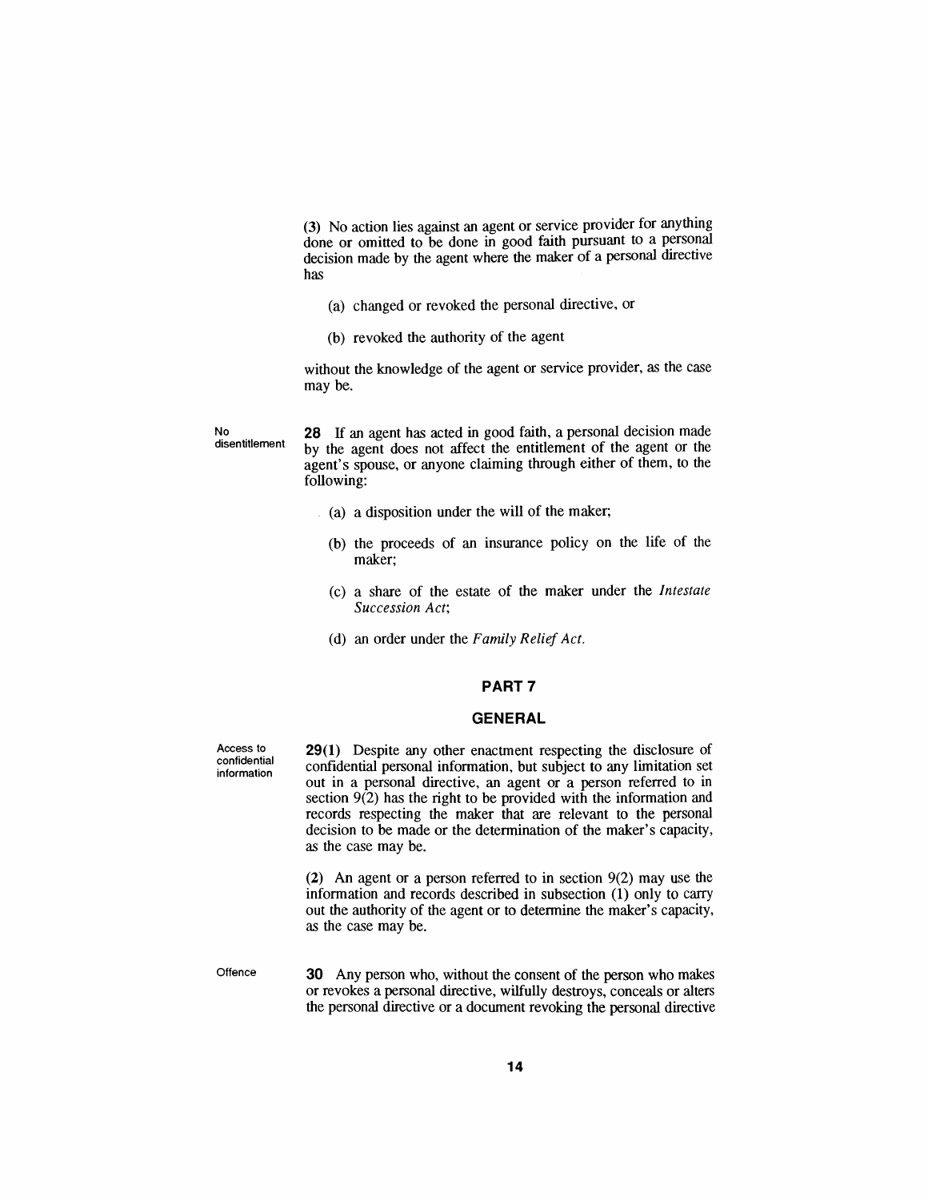(3) No action lies against an agent or service provider for anything done or omitted to be done in good faith pursuant to a personal decision made by the agent where the maker of a personal directive has

(a) changed or revoked the personal directive, or

(b) revoked the authority of the agent

without the knowledge of the agent or service provider, as the case may be.

No disentitlement

**28** If an agent has acted in good faith, a personal decision made by the agent does not affect the entitlement of the agent or the agent's spouse, or anyone claiming through either of them, to the following:

(a) a disposition under the will of the maker;

(b) the proceeds of an insurance policy on the life of the maker;

(c) a share of the estate of the maker under the *Intestate Succession Act*;

(d) an order under the *Family Relief Act*.

## PART 7

## GENERAL

Access to confidential information

**29(1)** Despite any other enactment respecting the disclosure of confidential personal information, but subject to any limitation set out in a personal directive, an agent or a person referred to in section 9(2) has the right to be provided with the information and records respecting the maker that are relevant to the personal decision to be made or the determination of the maker's capacity, as the case may be.

(2) An agent or a person referred to in section 9(2) may use the information and records described in subsection (1) only to carry out the authority of the agent or to determine the maker's capacity, as the case may be.

Offence

**30** Any person who, without the consent of the person who makes or revokes a personal directive, wilfully destroys, conceals or alters the personal directive or a document revoking the personal directive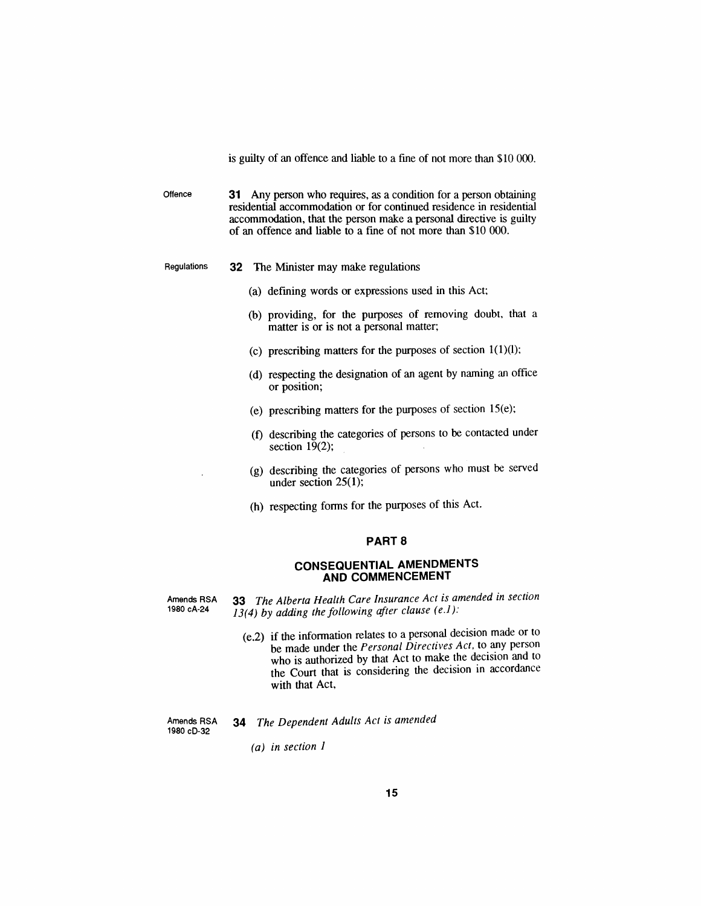is guilty of an offence and liable to a fine of not more than $10 000.

Offence

**31** Any person who requires, as a condition for a person obtaining residential accommodation or for continued residence in residential accommodation, that the person make a personal directive is guilty of an offence and liable to a fine of not more than $10 000.

Regulations

**32** The Minister may make regulations

(a) defining words or expressions used in this Act;

(b) providing, for the purposes of removing doubt, that a matter is or is not a personal matter;

(c) prescribing matters for the purposes of section 1(1)(l);

(d) respecting the designation of an agent by naming an office or position;

(e) prescribing matters for the purposes of section 15(e);

(f) describing the categories of persons to be contacted under section 19(2);

(g) describing the categories of persons who must be served under section 25(1);

(h) respecting forms for the purposes of this Act.

## PART 8

## CONSEQUENTIAL AMENDMENTS AND COMMENCEMENT

Amends RSA 1980 cA-24

**33** *The Alberta Health Care Insurance Act is amended in section 13(4) by adding the following after clause (e.1):*

(e.2) if the information relates to a personal decision made or to be made under the *Personal Directives Act*, to any person who is authorized by that Act to make the decision and to the Court that is considering the decision in accordance with that Act,

Amends RSA 1980 cD-32

**34** *The Dependent Adults Act is amended*

*(a) in section 1*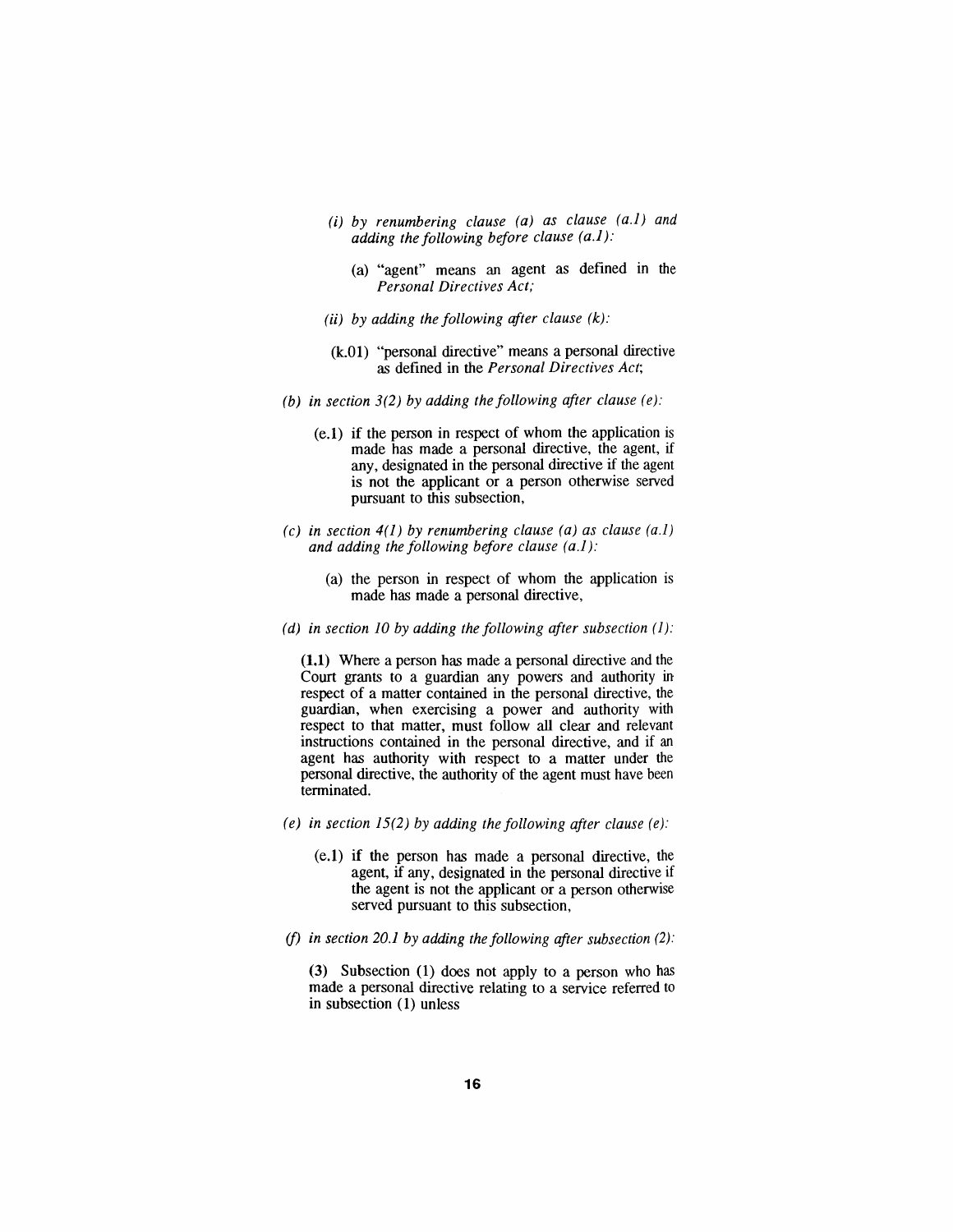*(i) by renumbering clause (a) as clause (a.1) and adding the following before clause (a.1):*

(a) "agent" means an agent as defined in the *Personal Directives Act;*

*(ii) by adding the following after clause (k):*

(k.01) "personal directive" means a personal directive as defined in the *Personal Directives Act*;

*(b) in section 3(2) by adding the following after clause (e):*

(e.1) if the person in respect of whom the application is made has made a personal directive, the agent, if any, designated in the personal directive if the agent is not the applicant or a person otherwise served pursuant to this subsection,

*(c) in section 4(1) by renumbering clause (a) as clause (a.1) and adding the following before clause (a.1):*

(a) the person in respect of whom the application is made has made a personal directive,

*(d) in section 10 by adding the following after subsection (1):*

**(1.1)** Where a person has made a personal directive and the Court grants to a guardian any powers and authority in respect of a matter contained in the personal directive, the guardian, when exercising a power and authority with respect to that matter, must follow all clear and relevant instructions contained in the personal directive, and if an agent has authority with respect to a matter under the personal directive, the authority of the agent must have been terminated.

*(e) in section 15(2) by adding the following after clause (e):*

(e.1) if the person has made a personal directive, the agent, if any, designated in the personal directive if the agent is not the applicant or a person otherwise served pursuant to this subsection,

*(f) in section 20.1 by adding the following after subsection (2):*

**(3)** Subsection (1) does not apply to a person who has made a personal directive relating to a service referred to in subsection (1) unless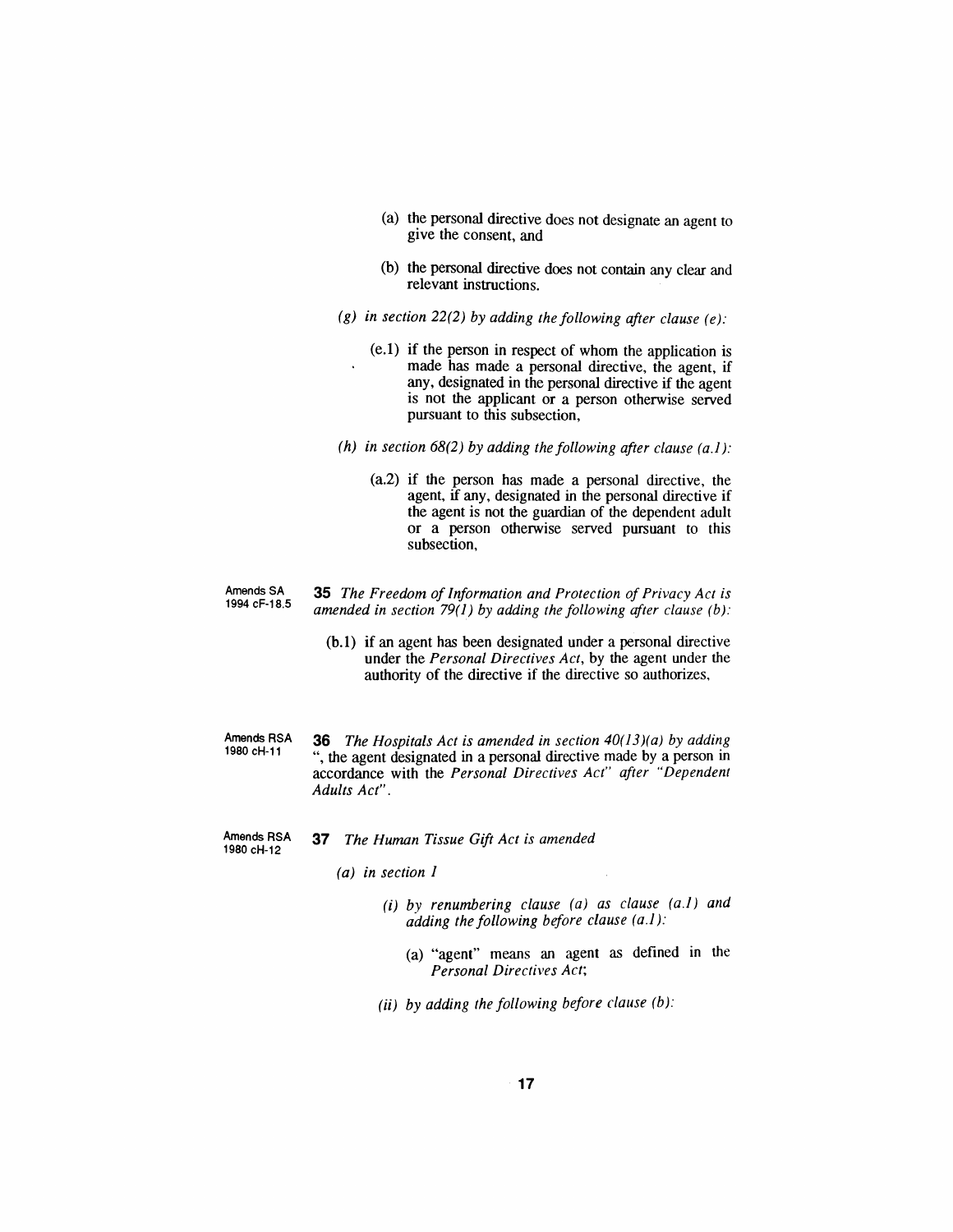(a) the personal directive does not designate an agent to give the consent, and

(b) the personal directive does not contain any clear and relevant instructions.

*(g) in section 22(2) by adding the following after clause (e):*

(e.1) if the person in respect of whom the application is made has made a personal directive, the agent, if any, designated in the personal directive if the agent is not the applicant or a person otherwise served pursuant to this subsection,

*(h) in section 68(2) by adding the following after clause (a.1):*

(a.2) if the person has made a personal directive, the agent, if any, designated in the personal directive if the agent is not the guardian of the dependent adult or a person otherwise served pursuant to this subsection,

Amends SA 1994 cF-18.5

**35** *The Freedom of Information and Protection of Privacy Act is amended in section 79(1) by adding the following after clause (b):*

(b.1) if an agent has been designated under a personal directive under the *Personal Directives Act*, by the agent under the authority of the directive if the directive so authorizes,

Amends RSA 1980 cH-11

**36** *The Hospitals Act is amended in section 40(13)(a) by adding* ", the agent designated in a personal directive made by a person in accordance with the *Personal Directives Act*" *after "Dependent Adults Act".*

Amends RSA 1980 cH-12

**37** *The Human Tissue Gift Act is amended*

*(a) in section 1*

*(i) by renumbering clause (a) as clause (a.1) and adding the following before clause (a.1):*

(a) "agent" means an agent as defined in the *Personal Directives Act*;

*(ii) by adding the following before clause (b):*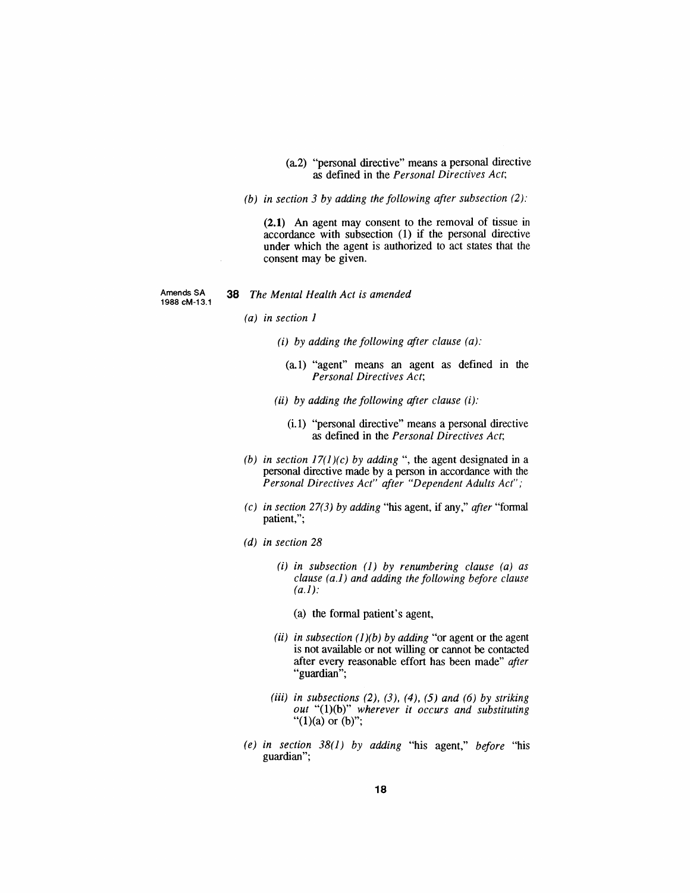(a.2) "personal directive" means a personal directive as defined in the *Personal Directives Act*;

*(b) in section 3 by adding the following after subsection (2):*

**(2.1)** An agent may consent to the removal of tissue in accordance with subsection (1) if the personal directive under which the agent is authorized to act states that the consent may be given.

Amends SA 1988 cM-13.1

**38** *The Mental Health Act is amended*

*(a) in section 1*

*(i) by adding the following after clause (a):*

(a.1) "agent" means an agent as defined in the *Personal Directives Act*;

*(ii) by adding the following after clause (i):*

(i.1) "personal directive" means a personal directive as defined in the *Personal Directives Act*;

*(b) in section 17(1)(c) by adding* ", the agent designated in a personal directive made by a person in accordance with the *Personal Directives Act*" *after "Dependent Adults Act";*

*(c) in section 27(3) by adding* "his agent, if any," *after* "formal patient,";

*(d) in section 28*

*(i) in subsection (1) by renumbering clause (a) as clause (a.1) and adding the following before clause (a.1):*

(a) the formal patient's agent,

*(ii) in subsection (1)(b) by adding* "or agent or the agent is not available or not willing or cannot be contacted after every reasonable effort has been made" *after* "guardian";

*(iii) in subsections (2), (3), (4), (5) and (6) by striking out* "(1)(b)" *wherever it occurs and substituting* "(1)(a) or (b)";

*(e) in section 38(1) by adding* "his agent," *before* "his guardian";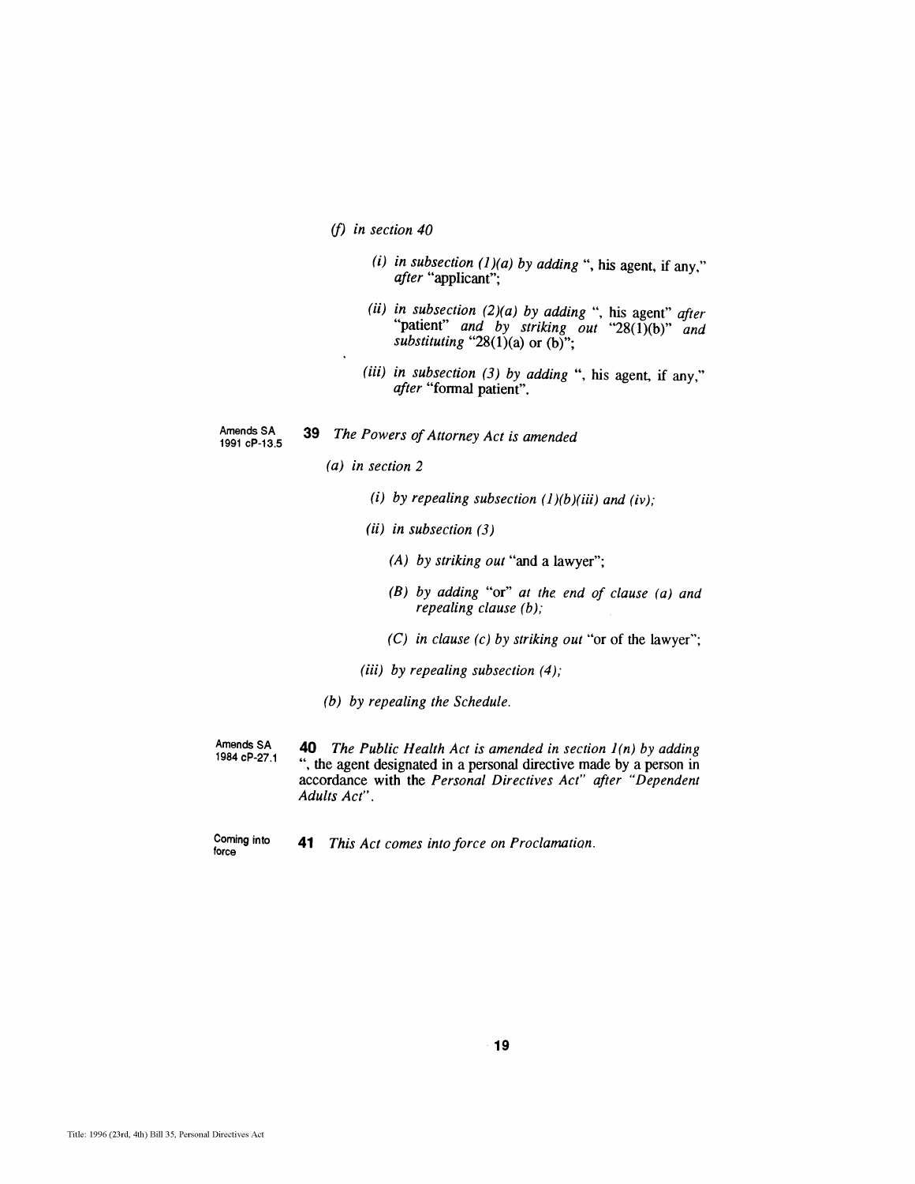*(f) in section 40*

*(i) in subsection (1)(a) by adding* ", his agent, if any," *after* "applicant";

*(ii) in subsection (2)(a) by adding* ", his agent" *after* "patient" *and by striking out* "28(1)(b)" *and substituting* "28(1)(a) or (b)";

*(iii) in subsection (3) by adding* ", his agent, if any," *after* "formal patient".

Amends SA 1991 cP-13.5

**39** *The Powers of Attorney Act is amended*

*(a) in section 2*

*(i) by repealing subsection (1)(b)(iii) and (iv);*

*(ii) in subsection (3)*

*(A) by striking out* "and a lawyer";

*(B) by adding* "or" *at the end of clause (a) and repealing clause (b);*

*(C) in clause (c) by striking out* "or of the lawyer";

*(iii) by repealing subsection (4);*

*(b) by repealing the Schedule.*

Amends SA 1984 cP-27.1

**40** *The Public Health Act is amended in section 1(n) by adding* ", the agent designated in a personal directive made by a person in accordance with the *Personal Directives Act*" *after "Dependent Adults Act".*

Coming into force

**41** *This Act comes into force on Proclamation.*